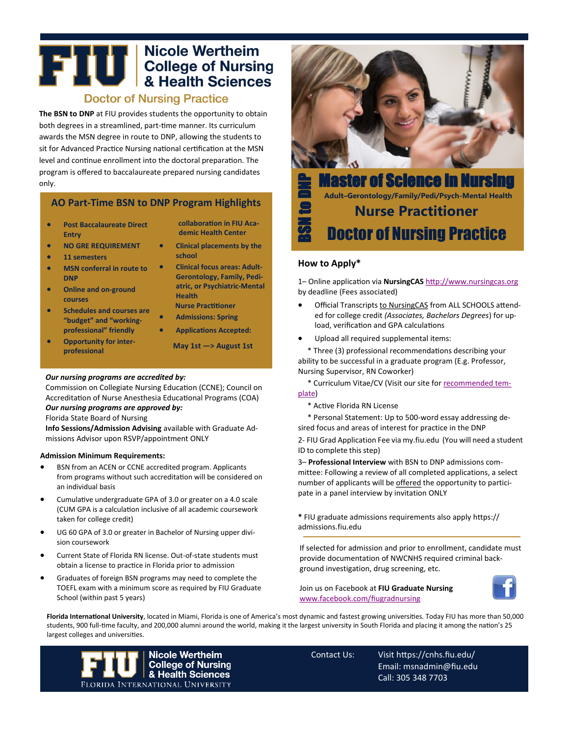# FIU Nicole Wertheim College of Nursing & Health Sciences

## Doctor of Nursing Practice

**The BSN to DNP** at FIU provides students the opportunity to obtain both degrees in a streamlined, part-time manner. Its curriculum awards the MSN degree in route to DNP, allowing the students to sit for Advanced Practice Nursing national certification at the MSN level and continue enrollment into the doctoral preparation. The program is offered to baccalaureate prepared nursing candidates only.

### AO Part-Time BSN to DNP Program Highlights

- Post Baccalaureate Direct Entry
- NO GRE REQUIREMENT
- 11 semesters
- MSN conferral in route to DNP
- Online and on-ground courses
- Schedules and courses are "budget" and "working-professional" friendly
- Opportunity for inter-professional collaboration in FIU Academic Health Center
- Clinical placements by the school
- Clinical focus areas: Adult-Gerontology, Family, Pediatric, or Psychiatric-Mental Health Nurse Practitioner
- Admissions: Spring
- Applications Accepted: May 1st —> August 1st

***Our nursing programs are accredited by:***
Commission on Collegiate Nursing Education (CCNE); Council on Accreditation of Nurse Anesthesia Educational Programs (COA)
***Our nursing programs are approved by:***
Florida State Board of Nursing
**Info Sessions/Admission Advising** available with Graduate Admissions Advisor upon RSVP/appointment ONLY

**Admission Minimum Requirements:**

- BSN from an ACEN or CCNE accredited program. Applicants from programs without such accreditation will be considered on an individual basis
- Cumulative undergraduate GPA of 3.0 or greater on a 4.0 scale (CUM GPA is a calculation inclusive of all academic coursework taken for college credit)
- UG 60 GPA of 3.0 or greater in Bachelor of Nursing upper division coursework
- Current State of Florida RN license. Out-of-state students must obtain a license to practice in Florida prior to admission
- Graduates of foreign BSN programs may need to complete the TOEFL exam with a minimum score as required by FIU Graduate School (within past 5 years)

## BSN to DNP

# Master of Science In Nursing

**Adult–Gerontology/Family/Pedi/Psych-Mental Health**

## Nurse Practitioner

# Doctor of Nursing Practice

### How to Apply*

1– Online application via **NursingCAS** http://www.nursingcas.org by deadline (Fees associated)

- Official Transcripts to NursingCAS from ALL SCHOOLS attended for college credit *(Associates, Bachelors Degrees*) for upload, verification and GPA calculations
- Upload all required supplemental items:

\* Three (3) professional recommendations describing your ability to be successful in a graduate program (E.g. Professor, Nursing Supervisor, RN Coworker)

\* Curriculum Vitae/CV (Visit our site for recommended template)

\* Active Florida RN License

\* Personal Statement: Up to 500-word essay addressing desired focus and areas of interest for practice in the DNP

2- FIU Grad Application Fee via my.fiu.edu (You will need a student ID to complete this step)

3– **Professional Interview** with BSN to DNP admissions committee: Following a review of all completed applications, a select number of applicants will be offered the opportunity to participate in a panel interview by invitation ONLY

**\*** FIU graduate admissions requirements also apply https://admissions.fiu.edu

If selected for admission and prior to enrollment, candidate must provide documentation of NWCNHS required criminal background investigation, drug screening, etc.

Join us on Facebook at **FIU Graduate Nursing**
www.facebook.com/fiugradnursing

**Florida International University**, located in Miami, Florida is one of America's most dynamic and fastest growing universities. Today FIU has more than 50,000 students, 900 full-time faculty, and 200,000 alumni around the world, making it the largest university in South Florida and placing it among the nation's 25 largest colleges and universities.

FIU Nicole Wertheim College of Nursing & Health Sciences — Florida International University

Contact Us:
Visit https://cnhs.fiu.edu/
Email: msnadmin@fiu.edu
Call: 305 348 7703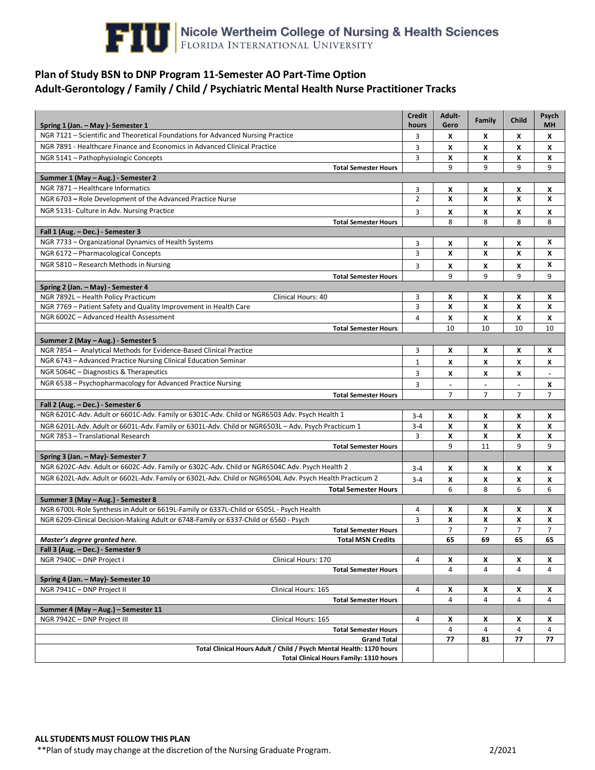Nicole Wertheim College of Nursing & Health Sciences
FLORIDA INTERNATIONAL UNIVERSITY

## Plan of Study BSN to DNP Program 11-Semester AO Part-Time Option
## Adult-Gerontology / Family / Child / Psychiatric Mental Health Nurse Practitioner Tracks

| **Spring 1 (Jan. – May )- Semester 1** | **Credit hours** | **Adult-Gero** | **Family** | **Child** | **Psych MH** |
|---|---|---|---|---|---|
| NGR 7121 – Scientific and Theoretical Foundations for Advanced Nursing Practice | 3 | X | X | X | X |
| NGR 7891 - Healthcare Finance and Economics in Advanced Clinical Practice | 3 | X | X | X | X |
| NGR 5141 – Pathophysiologic Concepts | 3 | X | X | X | X |
| **Total Semester Hours** | | 9 | 9 | 9 | 9 |
| **Summer 1 (May – Aug.) - Semester 2** | | | | | |
| NGR 7871 – Healthcare Informatics | 3 | X | X | X | X |
| NGR 6703 **–** Role Development of the Advanced Practice Nurse | 2 | X | X | X | X |
| NGR 5131- Culture in Adv. Nursing Practice | 3 | X | X | X | X |
| **Total Semester Hours** | | 8 | 8 | 8 | 8 |
| **Fall 1 (Aug. – Dec.) - Semester 3** | | | | | |
| NGR 7733 – Organizational Dynamics of Health Systems | 3 | X | X | X | X |
| NGR 6172 – Pharmacological Concepts | 3 | X | X | X | X |
| NGR 5810 – Research Methods in Nursing | 3 | X | X | X | X |
| **Total Semester Hours** | | 9 | 9 | 9 | 9 |
| **Spring 2 (Jan. – May) - Semester 4** | | | | | |
| NGR 7892L – Health Policy Practicum Clinical Hours: 40 | 3 | X | X | X | X |
| NGR 7769 – Patient Safety and Quality Improvement in Health Care | 3 | X | X | X | X |
| NGR 6002C – Advanced Health Assessment | 4 | X | X | X | X |
| **Total Semester Hours** | | 10 | 10 | 10 | 10 |
| **Summer 2 (May – Aug.) - Semester 5** | | | | | |
| NGR 7854 – Analytical Methods for Evidence-Based Clinical Practice | 3 | X | X | X | X |
| NGR 6743 – Advanced Practice Nursing Clinical Education Seminar | 1 | X | X | X | X |
| NGR 5064C – Diagnostics & Therapeutics | 3 | X | X | X | - |
| NGR 6538 – Psychopharmacology for Advanced Practice Nursing | 3 | - | - | - | X |
| **Total Semester Hours** | | 7 | 7 | 7 | 7 |
| **Fall 2 (Aug. – Dec.) - Semester 6** | | | | | |
| NGR 6201C-Adv. Adult or 6601C-Adv. Family or 6301C-Adv. Child or NGR6503 Adv. Psych Health 1 | 3-4 | X | X | X | X |
| NGR 6201L-Adv. Adult or 6601L-Adv. Family or 6301L-Adv. Child or NGR6503L – Adv. Psych Practicum 1 | 3-4 | X | X | X | X |
| NGR 7853 – Translational Research | 3 | X | X | X | X |
| **Total Semester Hours** | | 9 | 11 | 9 | 9 |
| **Spring 3 (Jan. – May)- Semester 7** | | | | | |
| NGR 6202C-Adv. Adult or 6602C-Adv. Family or 6302C-Adv. Child or NGR6504C Adv. Psych Health 2 | 3-4 | X | X | X | X |
| NGR 6202L-Adv. Adult or 6602L-Adv. Family or 6302L-Adv. Child or NGR6504L Adv. Psych Health Practicum 2 | 3-4 | X | X | X | X |
| **Total Semester Hours** | | 6 | 8 | 6 | 6 |
| **Summer 3 (May – Aug.) - Semester 8** | | | | | |
| NGR 6700L-Role Synthesis in Adult or 6619L-Family or 6337L-Child or 6505L - Psych Health | 4 | X | X | X | X |
| NGR 6209-Clinical Decision-Making Adult or 6748-Family or 6337-Child or 6560 - Psych | 3 | X | X | X | X |
| **Total Semester Hours** | | 7 | 7 | 7 | 7 |
| ***Master's degree granted here.*** **Total MSN Credits** | | **65** | **69** | **65** | **65** |
| **Fall 3 (Aug. – Dec.) - Semester 9** | | | | | |
| NGR 7940C – DNP Project I Clinical Hours: 170 | 4 | X | X | X | X |
| **Total Semester Hours** | | 4 | 4 | 4 | 4 |
| **Spring 4 (Jan. – May)- Semester 10** | | | | | |
| NGR 7941C – DNP Project II Clinical Hours: 165 | 4 | X | X | X | X |
| **Total Semester Hours** | | 4 | 4 | 4 | 4 |
| **Summer 4 (May – Aug.) – Semester 11** | | | | | |
| NGR 7942C – DNP Project III Clinical Hours: 165 | 4 | X | X | X | X |
| **Total Semester Hours** | | 4 | 4 | 4 | 4 |
| **Grand Total** | | **77** | **81** | **77** | **77** |
| **Total Clinical Hours Adult / Child / Psych Mental Health: 1170 hours** **Total Clinical Hours Family: 1310 hours** | | | | | |

**ALL STUDENTS MUST FOLLOW THIS PLAN**

**Plan of study may change at the discretion of the Nursing Graduate Program. 2/2021